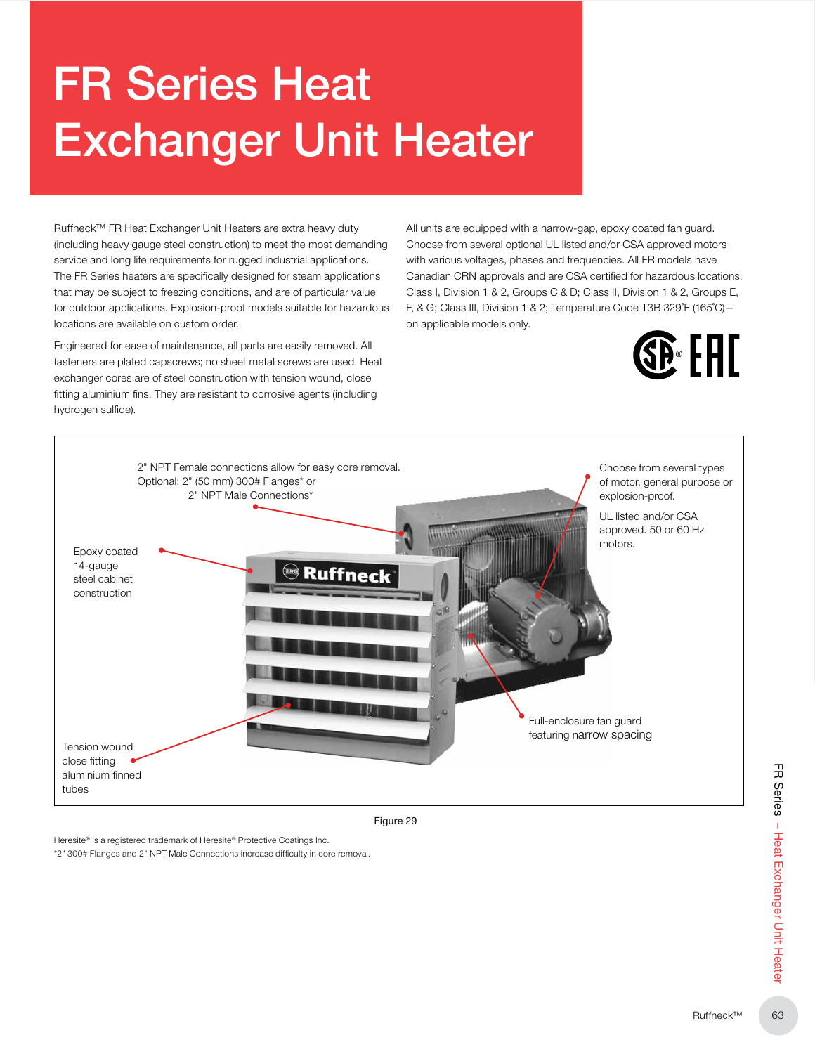# FR Series Heat Exchanger Unit Heater

Ruffneck™ FR Heat Exchanger Unit Heaters are extra heavy duty (including heavy gauge steel construction) to meet the most demanding service and long life requirements for rugged industrial applications. The FR Series heaters are specifically designed for steam applications that may be subject to freezing conditions, and are of particular value for outdoor applications. Explosion-proof models suitable for hazardous locations are available on custom order.

Engineered for ease of maintenance, all parts are easily removed. All fasteners are plated capscrews; no sheet metal screws are used. Heat exchanger cores are of steel construction with tension wound, close fitting aluminium fins. They are resistant to corrosive agents (including hydrogen sulfide).

All units are equipped with a narrow-gap, epoxy coated fan guard. Choose from several optional UL listed and/or CSA approved motors with various voltages, phases and frequencies. All FR models have Canadian CRN approvals and are CSA certified for hazardous locations: Class I, Division 1 & 2, Groups C & D; Class II, Division 1 & 2, Groups E, F, & G; Class III, Division 1 & 2; Temperature Code T3B 329˚F (165˚C)—on applicable models only.

2" NPT Female connections allow for easy core removal.
Optional: 2" (50 mm) 300# Flanges* or 2" NPT Male Connections*

Choose from several types of motor, general purpose or explosion-proof.

UL listed and/or CSA approved. 50 or 60 Hz motors.

Epoxy coated 14-gauge steel cabinet construction

Full-enclosure fan guard featuring narrow spacing

Tension wound close fitting aluminium finned tubes

Figure 29

Heresite® is a registered trademark of Heresite® Protective Coatings Inc.

*2" 300# Flanges and 2" NPT Male Connections increase difficulty in core removal.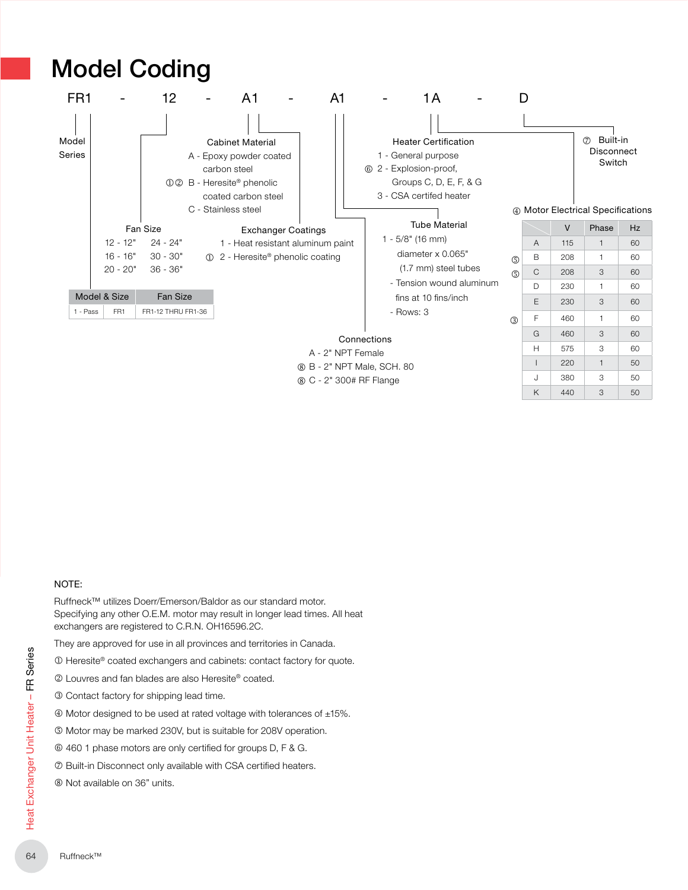# Model Coding

FR1 - 12 - A1 - A1 - 1A - D

**Model Series**

**Fan Size**

12 - 12"
16 - 16"
20 - 20"
24 - 24"
30 - 30"
36 - 36"

| Model & Size | | Fan Size |
|---|---|---|
| 1 - Pass | FR1 | FR1-12 THRU FR1-36 |

**Cabinet Material**

A - Epoxy powder coated carbon steel
①② B - Heresite® phenolic coated carbon steel
C - Stainless steel

**Exchanger Coatings**

1 - Heat resistant aluminum paint
① 2 - Heresite® phenolic coating

**Tube Material**

1 - 5/8" (16 mm) diameter x 0.065" (1.7 mm) steel tubes
- Tension wound aluminum fins at 10 fins/inch
- Rows: 3

**Connections**

A - 2" NPT Female
⑧ B - 2" NPT Male, SCH. 80
⑧ C - 2" 300# RF Flange

**Heater Certification**

1 - General purpose
⑥ 2 - Explosion-proof, Groups C, D, E, F, & G
3 - CSA certifed heater

**⑦ Built-in Disconnect Switch**

**④ Motor Electrical Specifications**

| | | V | Phase | Hz |
|---|---|---|---|---|
| | A | 115 | 1 | 60 |
| ⑤ | B | 208 | 1 | 60 |
| ⑤ | C | 208 | 3 | 60 |
| | D | 230 | 1 | 60 |
| | E | 230 | 3 | 60 |
| ③ | F | 460 | 1 | 60 |
| | G | 460 | 3 | 60 |
| | H | 575 | 3 | 60 |
| | I | 220 | 1 | 50 |
| | J | 380 | 3 | 50 |
| | K | 440 | 3 | 50 |

NOTE:

Ruffneck™ utilizes Doerr/Emerson/Baldor as our standard motor. Specifying any other O.E.M. motor may result in longer lead times. All heat exchangers are registered to C.R.N. OH16596.2C.

They are approved for use in all provinces and territories in Canada.

① Heresite® coated exchangers and cabinets: contact factory for quote.

② Louvres and fan blades are also Heresite® coated.

③ Contact factory for shipping lead time.

④ Motor designed to be used at rated voltage with tolerances of ±15%.

⑤ Motor may be marked 230V, but is suitable for 208V operation.

⑥ 460 1 phase motors are only certified for groups D, F & G.

⑦ Built-in Disconnect only available with CSA certified heaters.

⑧ Not available on 36" units.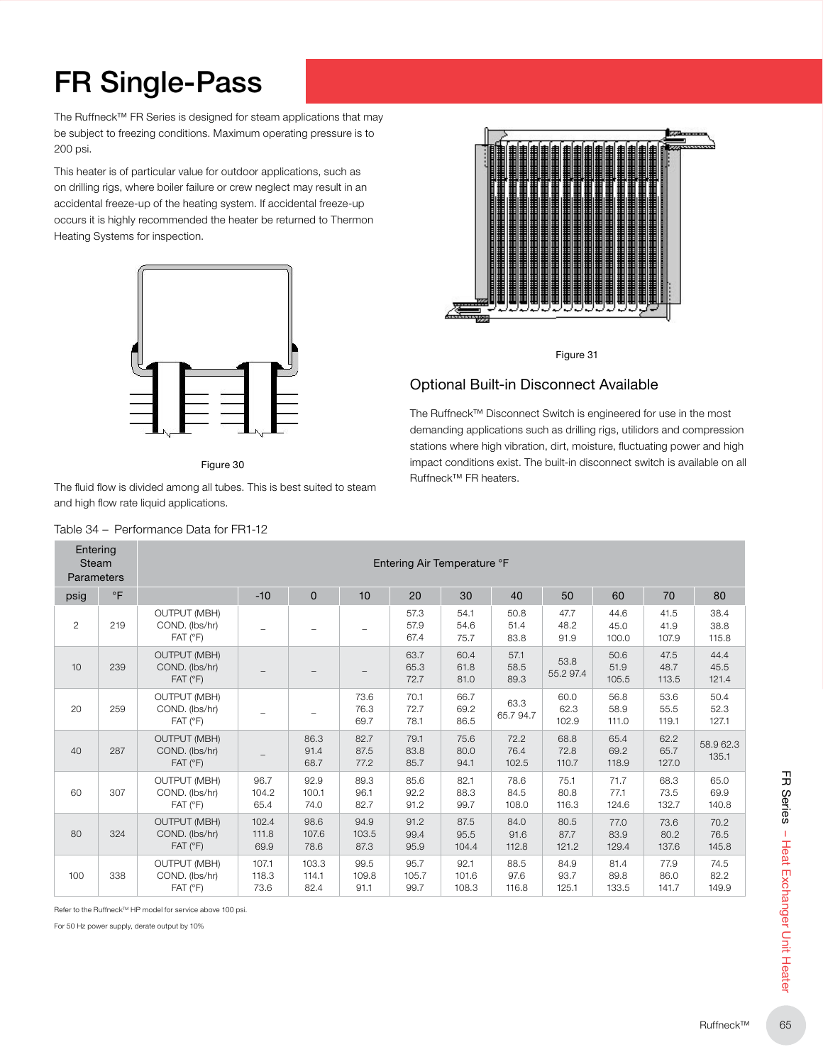# FR Single-Pass

The Ruffneck™ FR Series is designed for steam applications that may be subject to freezing conditions. Maximum operating pressure is to 200 psi.

This heater is of particular value for outdoor applications, such as on drilling rigs, where boiler failure or crew neglect may result in an accidental freeze-up of the heating system. If accidental freeze-up occurs it is highly recommended the heater be returned to Thermon Heating Systems for inspection.

Figure 30

The fluid flow is divided among all tubes. This is best suited to steam and high flow rate liquid applications.

Figure 31

## Optional Built-in Disconnect Available

The Ruffneck™ Disconnect Switch is engineered for use in the most demanding applications such as drilling rigs, utilidors and compression stations where high vibration, dirt, moisture, fluctuating power and high impact conditions exist. The built-in disconnect switch is available on all Ruffneck™ FR heaters.

Table 34 – Performance Data for FR1-12

| Entering Steam Parameters | | | Entering Air Temperature °F | | | | | | | | | |
|---|---|---|---|---|---|---|---|---|---|---|---|---|
| psig | °F | | -10 | 0 | 10 | 20 | 30 | 40 | 50 | 60 | 70 | 80 |
| 2 | 219 | OUTPUT (MBH)<br>COND. (lbs/hr)<br>FAT (°F) | – | – | – | 57.3<br>57.9<br>67.4 | 54.1<br>54.6<br>75.7 | 50.8<br>51.4<br>83.8 | 47.7<br>48.2<br>91.9 | 44.6<br>45.0<br>100.0 | 41.5<br>41.9<br>107.9 | 38.4<br>38.8<br>115.8 |
| 10 | 239 | OUTPUT (MBH)<br>COND. (lbs/hr)<br>FAT (°F) | – | – | – | 63.7<br>65.3<br>72.7 | 60.4<br>61.8<br>81.0 | 57.1<br>58.5<br>89.3 | 53.8<br>55.2 97.4 | 50.6<br>51.9<br>105.5 | 47.5<br>48.7<br>113.5 | 44.4<br>45.5<br>121.4 |
| 20 | 259 | OUTPUT (MBH)<br>COND. (lbs/hr)<br>FAT (°F) | – | – | 73.6<br>76.3<br>69.7 | 70.1<br>72.7<br>78.1 | 66.7<br>69.2<br>86.5 | 63.3<br>65.7 94.7 | 60.0<br>62.3<br>102.9 | 56.8<br>58.9<br>111.0 | 53.6<br>55.5<br>119.1 | 50.4<br>52.3<br>127.1 |
| 40 | 287 | OUTPUT (MBH)<br>COND. (lbs/hr)<br>FAT (°F) | – | 86.3<br>91.4<br>68.7 | 82.7<br>87.5<br>77.2 | 79.1<br>83.8<br>85.7 | 75.6<br>80.0<br>94.1 | 72.2<br>76.4<br>102.5 | 68.8<br>72.8<br>110.7 | 65.4<br>69.2<br>118.9 | 62.2<br>65.7<br>127.0 | 58.9 62.3<br>135.1 |
| 60 | 307 | OUTPUT (MBH)<br>COND. (lbs/hr)<br>FAT (°F) | 96.7<br>104.2<br>65.4 | 92.9<br>100.1<br>74.0 | 89.3<br>96.1<br>82.7 | 85.6<br>92.2<br>91.2 | 82.1<br>88.3<br>99.7 | 78.6<br>84.5<br>108.0 | 75.1<br>80.8<br>116.3 | 71.7<br>77.1<br>124.6 | 68.3<br>73.5<br>132.7 | 65.0<br>69.9<br>140.8 |
| 80 | 324 | OUTPUT (MBH)<br>COND. (lbs/hr)<br>FAT (°F) | 102.4<br>111.8<br>69.9 | 98.6<br>107.6<br>78.6 | 94.9<br>103.5<br>87.3 | 91.2<br>99.4<br>95.9 | 87.5<br>95.5<br>104.4 | 84.0<br>91.6<br>112.8 | 80.5<br>87.7<br>121.2 | 77.0<br>83.9<br>129.4 | 73.6<br>80.2<br>137.6 | 70.2<br>76.5<br>145.8 |
| 100 | 338 | OUTPUT (MBH)<br>COND. (lbs/hr)<br>FAT (°F) | 107.1<br>118.3<br>73.6 | 103.3<br>114.1<br>82.4 | 99.5<br>109.8<br>91.1 | 95.7<br>105.7<br>99.7 | 92.1<br>101.6<br>108.3 | 88.5<br>97.6<br>116.8 | 84.9<br>93.7<br>125.1 | 81.4<br>89.8<br>133.5 | 77.9<br>86.0<br>141.7 | 74.5<br>82.2<br>149.9 |

Refer to the Ruffneck™ HP model for service above 100 psi.

For 50 Hz power supply, derate output by 10%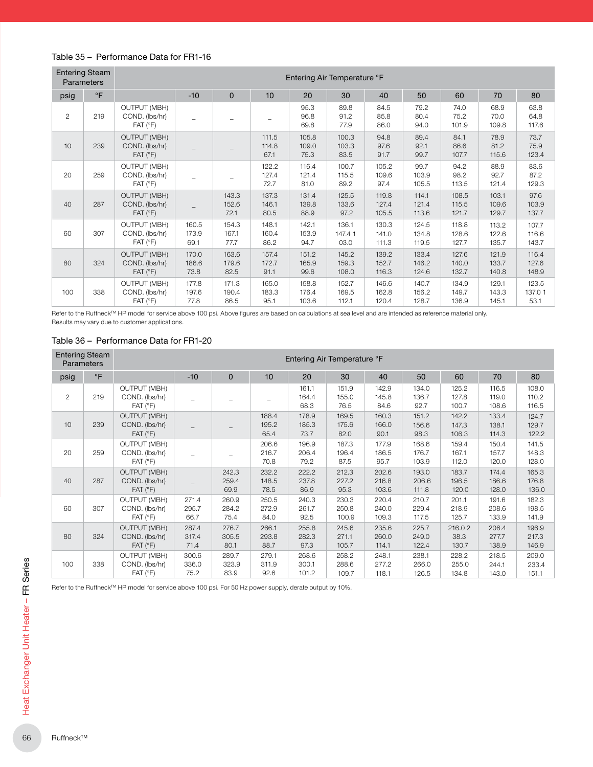Table 35 – Performance Data for FR1-16

| Entering Steam Parameters | | | Entering Air Temperature °F | | | | | | | | | |
|---|---|---|---|---|---|---|---|---|---|---|---|---|
| psig | °F | | -10 | 0 | 10 | 20 | 30 | 40 | 50 | 60 | 70 | 80 |
| 2 | 219 | OUTPUT (MBH)<br>COND. (lbs/hr)<br>FAT (°F) | – | – | – | 95.3<br>96.8<br>69.8 | 89.8<br>91.2<br>77.9 | 84.5<br>85.8<br>86.0 | 79.2<br>80.4<br>94.0 | 74.0<br>75.2<br>101.9 | 68.9<br>70.0<br>109.8 | 63.8<br>64.8<br>117.6 |
| 10 | 239 | OUTPUT (MBH)<br>COND. (lbs/hr)<br>FAT (°F) | – | – | 111.5<br>114.8<br>67.1 | 105.8<br>109.0<br>75.3 | 100.3<br>103.3<br>83.5 | 94.8<br>97.6<br>91.7 | 89.4<br>92.1<br>99.7 | 84.1<br>86.6<br>107.7 | 78.9<br>81.2<br>115.6 | 73.7<br>75.9<br>123.4 |
| 20 | 259 | OUTPUT (MBH)<br>COND. (lbs/hr)<br>FAT (°F) | – | – | 122.2<br>127.4<br>72.7 | 116.4<br>121.4<br>81.0 | 100.7<br>115.5<br>89.2 | 105.2<br>109.6<br>97.4 | 99.7<br>103.9<br>105.5 | 94.2<br>98.2<br>113.5 | 88.9<br>92.7<br>121.4 | 83.6<br>87.2<br>129.3 |
| 40 | 287 | OUTPUT (MBH)<br>COND. (lbs/hr)<br>FAT (°F) | – | 143.3<br>152.6<br>72.1 | 137.3<br>146.1<br>80.5 | 131.4<br>139.8<br>88.9 | 125.5<br>133.6<br>97.2 | 119.8<br>127.4<br>105.5 | 114.1<br>121.4<br>113.6 | 108.5<br>115.5<br>121.7 | 103.1<br>109.6<br>129.7 | 97.6<br>103.9<br>137.7 |
| 60 | 307 | OUTPUT (MBH)<br>COND. (lbs/hr)<br>FAT (°F) | 160.5<br>173.9<br>69.1 | 154.3<br>167.1<br>77.7 | 148.1<br>160.4<br>86.2 | 142.1<br>153.9<br>94.7 | 136.1<br>147.4 1<br>03.0 | 130.3<br>141.0<br>111.3 | 124.5<br>134.8<br>119.5 | 118.8<br>128.6<br>127.7 | 113.2<br>122.6<br>135.7 | 107.7<br>116.6<br>143.7 |
| 80 | 324 | OUTPUT (MBH)<br>COND. (lbs/hr)<br>FAT (°F) | 170.0<br>186.6<br>73.8 | 163.6<br>179.6<br>82.5 | 157.4<br>172.7<br>91.1 | 151.2<br>165.9<br>99.6 | 145.2<br>159.3<br>108.0 | 139.2<br>152.7<br>116.3 | 133.4<br>146.2<br>124.6 | 127.6<br>140.0<br>132.7 | 121.9<br>133.7<br>140.8 | 116.4<br>127.6<br>148.9 |
| 100 | 338 | OUTPUT (MBH)<br>COND. (lbs/hr)<br>FAT (°F) | 177.8<br>197.6<br>77.8 | 171.3<br>190.4<br>86.5 | 165.0<br>183.3<br>95.1 | 158.8<br>176.4<br>103.6 | 152.7<br>169.5<br>112.1 | 146.6<br>162.8<br>120.4 | 140.7<br>156.2<br>128.7 | 134.9<br>149.7<br>136.9 | 129.1<br>143.3<br>145.1 | 123.5<br>137.0 1<br>53.1 |

Refer to the Ruffneck™ HP model for service above 100 psi. Above figures are based on calculations at sea level and are intended as reference material only. Results may vary due to customer applications.

Table 36 – Performance Data for FR1-20

| Entering Steam Parameters | | | Entering Air Temperature °F | | | | | | | | | |
|---|---|---|---|---|---|---|---|---|---|---|---|---|
| psig | °F | | -10 | 0 | 10 | 20 | 30 | 40 | 50 | 60 | 70 | 80 |
| 2 | 219 | OUTPUT (MBH)<br>COND. (lbs/hr)<br>FAT (°F) | – | – | – | 161.1<br>164.4<br>68.3 | 151.9<br>155.0<br>76.5 | 142.9<br>145.8<br>84.6 | 134.0<br>136.7<br>92.7 | 125.2<br>127.8<br>100.7 | 116.5<br>119.0<br>108.6 | 108.0<br>110.2<br>116.5 |
| 10 | 239 | OUTPUT (MBH)<br>COND. (lbs/hr)<br>FAT (°F) | – | – | 188.4<br>195.2<br>65.4 | 178.9<br>185.3<br>73.7 | 169.5<br>175.6<br>82.0 | 160.3<br>166.0<br>90.1 | 151.2<br>156.6<br>98.3 | 142.2<br>147.3<br>106.3 | 133.4<br>138.1<br>114.3 | 124.7<br>129.7<br>122.2 |
| 20 | 259 | OUTPUT (MBH)<br>COND. (lbs/hr)<br>FAT (°F) | – | – | 206.6<br>216.7<br>70.8 | 196.9<br>206.4<br>79.2 | 187.3<br>196.4<br>87.5 | 177.9<br>186.5<br>95.7 | 168.6<br>176.7<br>103.9 | 159.4<br>167.1<br>112.0 | 150.4<br>157.7<br>120.0 | 141.5<br>148.3<br>128.0 |
| 40 | 287 | OUTPUT (MBH)<br>COND. (lbs/hr)<br>FAT (°F) | – | 242.3<br>259.4<br>69.9 | 232.2<br>148.5<br>78.5 | 222.2<br>237.8<br>86.9 | 212.3<br>227.2<br>95.3 | 202.6<br>216.8<br>103.6 | 193.0<br>206.6<br>111.8 | 183.7<br>196.5<br>120.0 | 174.4<br>186.6<br>128.0 | 165.3<br>176.8<br>136.0 |
| 60 | 307 | OUTPUT (MBH)<br>COND. (lbs/hr)<br>FAT (°F) | 271.4<br>295.7<br>66.7 | 260.9<br>284.2<br>75.4 | 250.5<br>272.9<br>84.0 | 240.3<br>261.7<br>92.5 | 230.3<br>250.8<br>100.9 | 220.4<br>240.0<br>109.3 | 210.7<br>229.4<br>117.5 | 201.1<br>218.9<br>125.7 | 191.6<br>208.6<br>133.9 | 182.3<br>198.5<br>141.9 |
| 80 | 324 | OUTPUT (MBH)<br>COND. (lbs/hr)<br>FAT (°F) | 287.4<br>317.4<br>71.4 | 276.7<br>305.5<br>80.1 | 266.1<br>293.8<br>88.7 | 255.8<br>282.3<br>97.3 | 245.6<br>271.1<br>105.7 | 235.6<br>260.0<br>114.1 | 225.7<br>249.0<br>122.4 | 216.0 2<br>38.3<br>130.7 | 206.4<br>277.7<br>138.9 | 196.9<br>217.3<br>146.9 |
| 100 | 338 | OUTPUT (MBH)<br>COND. (lbs/hr)<br>FAT (°F) | 300.6<br>336.0<br>75.2 | 289.7<br>323.9<br>83.9 | 279.1<br>311.9<br>92.6 | 268.6<br>300.1<br>101.2 | 258.2<br>288.6<br>109.7 | 248.1<br>277.2<br>118.1 | 238.1<br>266.0<br>126.5 | 228.2<br>255.0<br>134.8 | 218.5<br>244.1<br>143.0 | 209.0<br>233.4<br>151.1 |

Refer to the Ruffneck™ HP model for service above 100 psi. For 50 Hz power supply, derate output by 10%.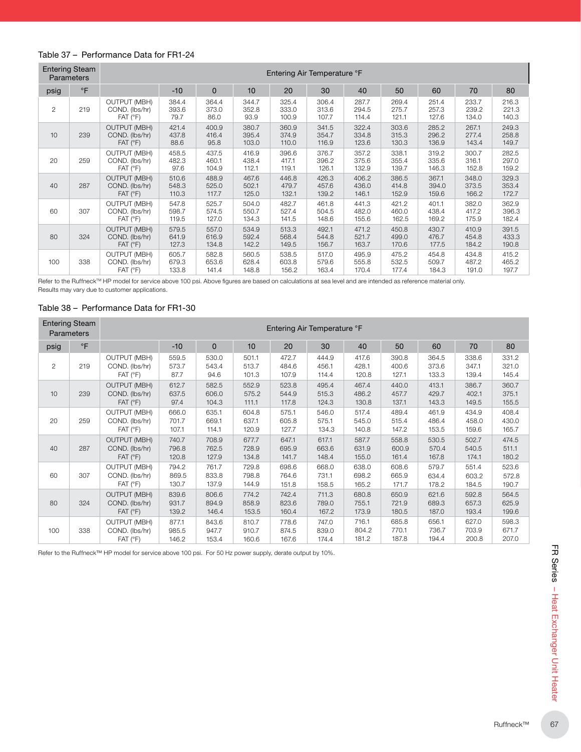### Table 37 – Performance Data for FR1-24

| Entering Steam Parameters | | | Entering Air Temperature °F | | | | | | | | | |
|---|---|---|---|---|---|---|---|---|---|---|---|---|
| psig | °F | | -10 | 0 | 10 | 20 | 30 | 40 | 50 | 60 | 70 | 80 |
| 2 | 219 | OUTPUT (MBH) | 384.4 | 364.4 | 344.7 | 325.4 | 306.4 | 287.7 | 269.4 | 251.4 | 233.7 | 216.3 |
| | | COND. (lbs/hr) | 393.6 | 373.0 | 352.8 | 333.0 | 313.6 | 294.5 | 275.7 | 257.3 | 239.2 | 221.3 |
| | | FAT (°F) | 79.7 | 86.0 | 93.9 | 100.9 | 107.7 | 114.4 | 121.1 | 127.6 | 134.0 | 140.3 |
| 10 | 239 | OUTPUT (MBH) | 421.4 | 400.9 | 380.7 | 360.9 | 341.5 | 322.4 | 303.6 | 285.2 | 267.1 | 249.3 |
| | | COND. (lbs/hr) | 437.8 | 416.4 | 395.4 | 374.9 | 354.7 | 334.8 | 315.3 | 296.2 | 277.4 | 258.8 |
| | | FAT (°F) | 88.6 | 95.8 | 103.0 | 110.0 | 116.9 | 123.6 | 130.3 | 136.9 | 143.4 | 149.7 |
| 20 | 259 | OUTPUT (MBH) | 458.5 | 437.5 | 416.9 | 396.6 | 376.7 | 357.2 | 338.1 | 319.2 | 300.7 | 282.5 |
| | | COND. (lbs/hr) | 482.3 | 460.1 | 438.4 | 417.1 | 396.2 | 375.6 | 355.4 | 335.6 | 316.1 | 297.0 |
| | | FAT (°F) | 97.6 | 104.9 | 112.1 | 119.1 | 126.1 | 132.9 | 139.7 | 146.3 | 152.8 | 159.2 |
| 40 | 287 | OUTPUT (MBH) | 510.6 | 488.9 | 467.6 | 446.8 | 426.3 | 406.2 | 386.5 | 367.1 | 348.0 | 329.3 |
| | | COND. (lbs/hr) | 548.3 | 525.0 | 502.1 | 479.7 | 457.6 | 436.0 | 414.8 | 394.0 | 373.5 | 353.4 |
| | | FAT (°F) | 110.3 | 117.7 | 125.0 | 132.1 | 139.2 | 146.1 | 152.9 | 159.6 | 166.2 | 172.7 |
| 60 | 307 | OUTPUT (MBH) | 547.8 | 525.7 | 504.0 | 482.7 | 461.8 | 441.3 | 421.2 | 401.1 | 382.0 | 362.9 |
| | | COND. (lbs/hr) | 598.7 | 574.5 | 550.7 | 527.4 | 504.5 | 482.0 | 460.0 | 438.4 | 417.2 | 396.3 |
| | | FAT (°F) | 119.5 | 127.0 | 134.3 | 141.5 | 148.6 | 155.6 | 162.5 | 169.2 | 175.9 | 182.4 |
| 80 | 324 | OUTPUT (MBH) | 579.5 | 557.0 | 534.9 | 513.3 | 492.1 | 471.2 | 450.8 | 430.7 | 410.9 | 391.5 |
| | | COND. (lbs/hr) | 641.9 | 616.9 | 592.4 | 568.4 | 544.8 | 521.7 | 499.0 | 476.7 | 454.8 | 433.3 |
| | | FAT (°F) | 127.3 | 134.8 | 142.2 | 149.5 | 156.7 | 163.7 | 170.6 | 177.5 | 184.2 | 190.8 |
| 100 | 338 | OUTPUT (MBH) | 605.7 | 582.8 | 560.5 | 538.5 | 517.0 | 495.9 | 475.2 | 454.8 | 434.8 | 415.2 |
| | | COND. (lbs/hr) | 679.3 | 653.6 | 628.4 | 603.8 | 579.6 | 555.8 | 532.5 | 509.7 | 487.2 | 465.2 |
| | | FAT (°F) | 133.8 | 141.4 | 148.8 | 156.2 | 163.4 | 170.4 | 177.4 | 184.3 | 191.0 | 197.7 |

Refer to the Ruffneck™ HP model for service above 100 psi. Above figures are based on calculations at sea level and are intended as reference material only.
Results may vary due to customer applications.

### Table 38 – Performance Data for FR1-30

| Entering Steam Parameters | | | Entering Air Temperature °F | | | | | | | | | |
|---|---|---|---|---|---|---|---|---|---|---|---|---|
| psig | °F | | -10 | 0 | 10 | 20 | 30 | 40 | 50 | 60 | 70 | 80 |
| 2 | 219 | OUTPUT (MBH) | 559.5 | 530.0 | 501.1 | 472.7 | 444.9 | 417.6 | 390.8 | 364.5 | 338.6 | 331.2 |
| | | COND. (lbs/hr) | 573.7 | 543.4 | 513.7 | 484.6 | 456.1 | 428.1 | 400.6 | 373.6 | 347.1 | 321.0 |
| | | FAT (°F) | 87.7 | 94.6 | 101.3 | 107.9 | 114.4 | 120.8 | 127.1 | 133.3 | 139.4 | 145.4 |
| 10 | 239 | OUTPUT (MBH) | 612.7 | 582.5 | 552.9 | 523.8 | 495.4 | 467.4 | 440.0 | 413.1 | 386.7 | 360.7 |
| | | COND. (lbs/hr) | 637.5 | 606.0 | 575.2 | 544.9 | 515.3 | 486.2 | 457.7 | 429.7 | 402.1 | 375.1 |
| | | FAT (°F) | 97.4 | 104.3 | 111.1 | 117.8 | 124.3 | 130.8 | 137.1 | 143.3 | 149.5 | 155.5 |
| 20 | 259 | OUTPUT (MBH) | 666.0 | 635.1 | 604.8 | 575.1 | 546.0 | 517.4 | 489.4 | 461.9 | 434.9 | 408.4 |
| | | COND. (lbs/hr) | 701.7 | 669.1 | 637.1 | 605.8 | 575.1 | 545.0 | 515.4 | 486.4 | 458.0 | 430.0 |
| | | FAT (°F) | 107.1 | 114.1 | 120.9 | 127.7 | 134.3 | 140.8 | 147.2 | 153.5 | 159.6 | 165.7 |
| 40 | 287 | OUTPUT (MBH) | 740.7 | 708.9 | 677.7 | 647.1 | 617.1 | 587.7 | 558.8 | 530.5 | 502.7 | 474.5 |
| | | COND. (lbs/hr) | 796.8 | 762.5 | 728.9 | 695.9 | 663.6 | 631.9 | 600.9 | 570.4 | 540.5 | 511.1 |
| | | FAT (°F) | 120.8 | 127.9 | 134.8 | 141.7 | 148.4 | 155.0 | 161.4 | 167.8 | 174.1 | 180.2 |
| 60 | 307 | OUTPUT (MBH) | 794.2 | 761.7 | 729.8 | 698.6 | 668.0 | 638.0 | 608.6 | 579.7 | 551.4 | 523.6 |
| | | COND. (lbs/hr) | 869.5 | 833.8 | 798.8 | 764.6 | 731.1 | 698.2 | 665.9 | 634.4 | 603.2 | 572.8 |
| | | FAT (°F) | 130.7 | 137.9 | 144.9 | 151.8 | 158.5 | 165.2 | 171.7 | 178.2 | 184.5 | 190.7 |
| 80 | 324 | OUTPUT (MBH) | 839.6 | 806.6 | 774.2 | 742.4 | 711.3 | 680.8 | 650.9 | 621.6 | 592.8 | 564.5 |
| | | COND. (lbs/hr) | 931.7 | 894.9 | 858.9 | 823.6 | 789.0 | 755.1 | 721.9 | 689.3 | 657.3 | 625.9 |
| | | FAT (°F) | 139.2 | 146.4 | 153.5 | 160.4 | 167.2 | 173.9 | 180.5 | 187.0 | 193.4 | 199.6 |
| 100 | 338 | OUTPUT (MBH) | 877.1 | 843.6 | 810.7 | 778.6 | 747.0 | 716.1 | 685.8 | 656.1 | 627.0 | 598.3 |
| | | COND. (lbs/hr) | 985.5 | 947.7 | 910.7 | 874.5 | 839.0 | 804.2 | 770.1 | 736.7 | 703.9 | 671.7 |
| | | FAT (°F) | 146.2 | 153.4 | 160.6 | 167.6 | 174.4 | 181.2 | 187.8 | 194.4 | 200.8 | 207.0 |

Refer to the Ruffneck™ HP model for service above 100 psi. For 50 Hz power supply, derate output by 10%.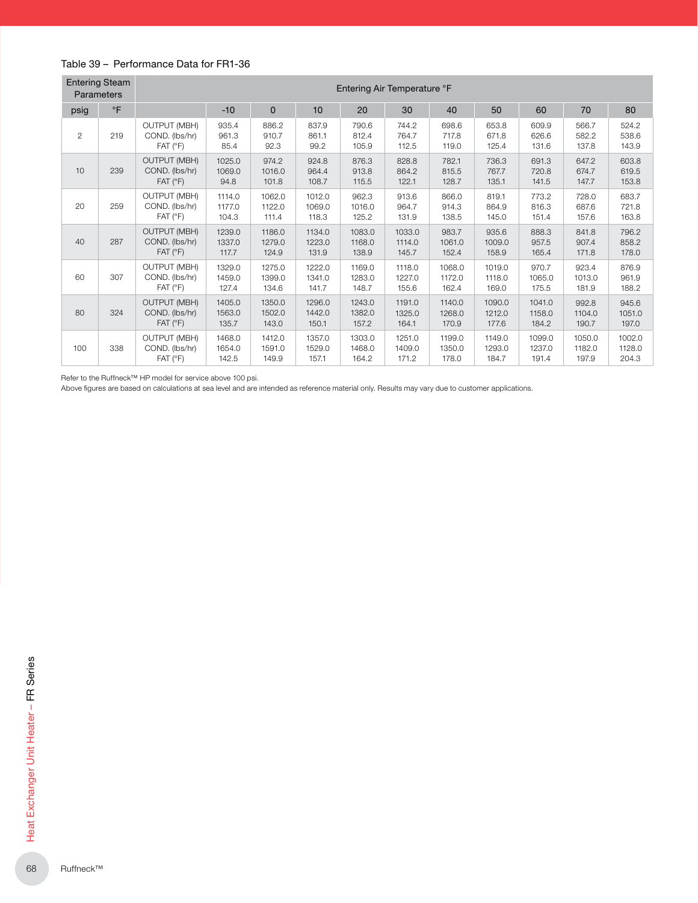Table 39 – Performance Data for FR1-36

| Entering Steam Parameters | | | Entering Air Temperature °F | | | | | | | | | |
|---|---|---|---|---|---|---|---|---|---|---|---|---|
| psig | °F | | -10 | 0 | 10 | 20 | 30 | 40 | 50 | 60 | 70 | 80 |
| 2 | 219 | OUTPUT (MBH)<br>COND. (lbs/hr)<br>FAT (°F) | 935.4<br>961.3<br>85.4 | 886.2<br>910.7<br>92.3 | 837.9<br>861.1<br>99.2 | 790.6<br>812.4<br>105.9 | 744.2<br>764.7<br>112.5 | 698.6<br>717.8<br>119.0 | 653.8<br>671.8<br>125.4 | 609.9<br>626.6<br>131.6 | 566.7<br>582.2<br>137.8 | 524.2<br>538.6<br>143.9 |
| 10 | 239 | OUTPUT (MBH)<br>COND. (lbs/hr)<br>FAT (°F) | 1025.0<br>1069.0<br>94.8 | 974.2<br>1016.0<br>101.8 | 924.8<br>964.4<br>108.7 | 876.3<br>913.8<br>115.5 | 828.8<br>864.2<br>122.1 | 782.1<br>815.5<br>128.7 | 736.3<br>767.7<br>135.1 | 691.3<br>720.8<br>141.5 | 647.2<br>674.7<br>147.7 | 603.8<br>619.5<br>153.8 |
| 20 | 259 | OUTPUT (MBH)<br>COND. (lbs/hr)<br>FAT (°F) | 1114.0<br>1177.0<br>104.3 | 1062.0<br>1122.0<br>111.4 | 1012.0<br>1069.0<br>118.3 | 962.3<br>1016.0<br>125.2 | 913.6<br>964.7<br>131.9 | 866.0<br>914.3<br>138.5 | 819.1<br>864.9<br>145.0 | 773.2<br>816.3<br>151.4 | 728.0<br>687.6<br>157.6 | 683.7<br>721.8<br>163.8 |
| 40 | 287 | OUTPUT (MBH)<br>COND. (lbs/hr)<br>FAT (°F) | 1239.0<br>1337.0<br>117.7 | 1186.0<br>1279.0<br>124.9 | 1134.0<br>1223.0<br>131.9 | 1083.0<br>1168.0<br>138.9 | 1033.0<br>1114.0<br>145.7 | 983.7<br>1061.0<br>152.4 | 935.6<br>1009.0<br>158.9 | 888.3<br>957.5<br>165.4 | 841.8<br>907.4<br>171.8 | 796.2<br>858.2<br>178.0 |
| 60 | 307 | OUTPUT (MBH)<br>COND. (lbs/hr)<br>FAT (°F) | 1329.0<br>1459.0<br>127.4 | 1275.0<br>1399.0<br>134.6 | 1222.0<br>1341.0<br>141.7 | 1169.0<br>1283.0<br>148.7 | 1118.0<br>1227.0<br>155.6 | 1068.0<br>1172.0<br>162.4 | 1019.0<br>1118.0<br>169.0 | 970.7<br>1065.0<br>175.5 | 923.4<br>1013.0<br>181.9 | 876.9<br>961.9<br>188.2 |
| 80 | 324 | OUTPUT (MBH)<br>COND. (lbs/hr)<br>FAT (°F) | 1405.0<br>1563.0<br>135.7 | 1350.0<br>1502.0<br>143.0 | 1296.0<br>1442.0<br>150.1 | 1243.0<br>1382.0<br>157.2 | 1191.0<br>1325.0<br>164.1 | 1140.0<br>1268.0<br>170.9 | 1090.0<br>1212.0<br>177.6 | 1041.0<br>1158.0<br>184.2 | 992.8<br>1104.0<br>190.7 | 945.6<br>1051.0<br>197.0 |
| 100 | 338 | OUTPUT (MBH)<br>COND. (lbs/hr)<br>FAT (°F) | 1468.0<br>1654.0<br>142.5 | 1412.0<br>1591.0<br>149.9 | 1357.0<br>1529.0<br>157.1 | 1303.0<br>1468.0<br>164.2 | 1251.0<br>1409.0<br>171.2 | 1199.0<br>1350.0<br>178.0 | 1149.0<br>1293.0<br>184.7 | 1099.0<br>1237.0<br>191.4 | 1050.0<br>1182.0<br>197.9 | 1002.0<br>1128.0<br>204.3 |

Refer to the Ruffneck™ HP model for service above 100 psi.
Above figures are based on calculations at sea level and are intended as reference material only. Results may vary due to customer applications.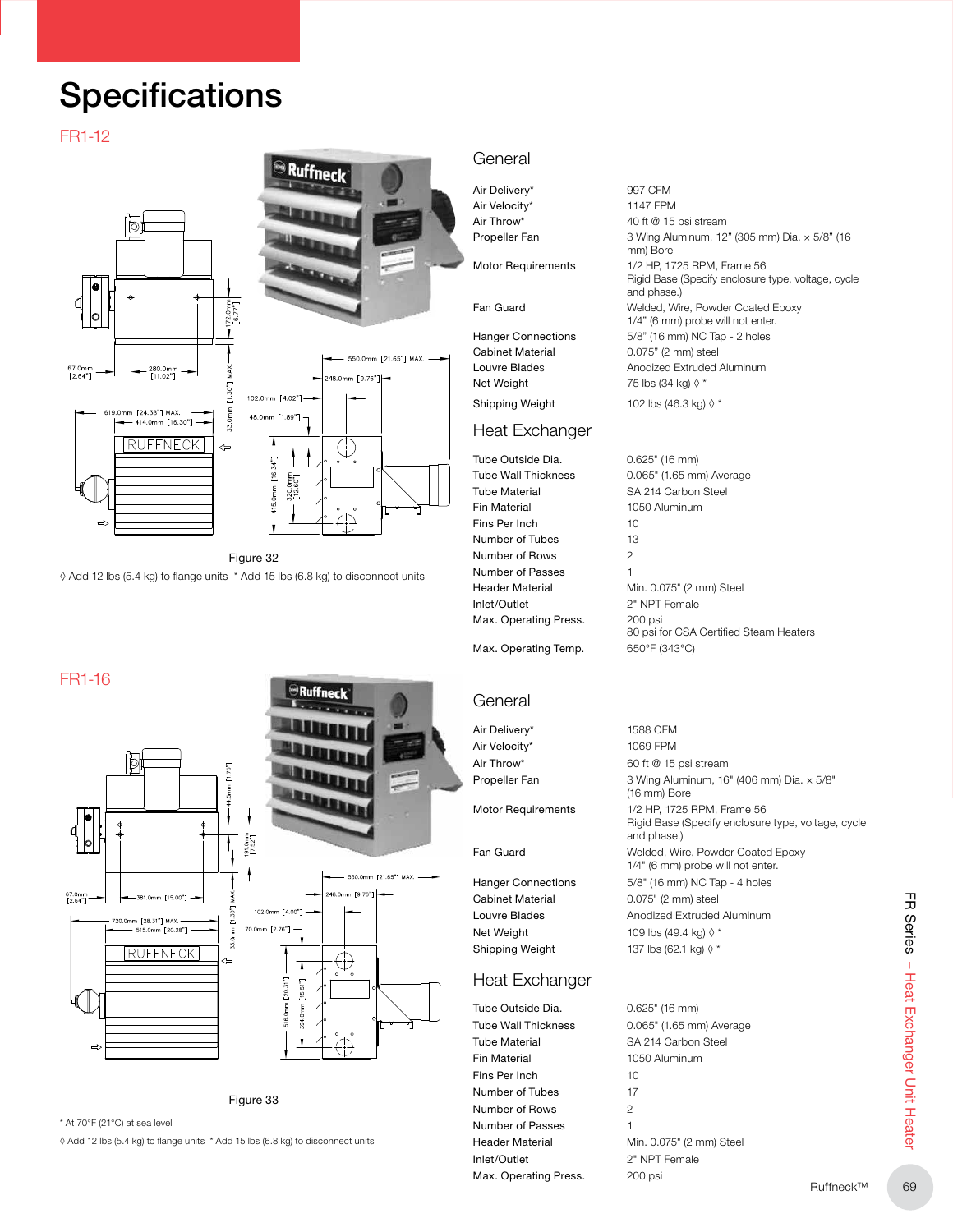// Not production-quality; hand-check against the source image before use.
# Specifications

## FR1-12

Figure 32

◊ Add 12 lbs (5.4 kg) to flange units * Add 15 lbs (6.8 kg) to disconnect units

### General

| | |
|---|---|
| Air Delivery* | 997 CFM |
| Air Velocity* | 1147 FPM |
| Air Throw* | 40 ft @ 15 psi stream |
| Propeller Fan | 3 Wing Aluminum, 12" (305 mm) Dia. × 5/8" (16 mm) Bore |
| Motor Requirements | 1/2 HP, 1725 RPM, Frame 56<br>Rigid Base (Specify enclosure type, voltage, cycle and phase.) |
| Fan Guard | Welded, Wire, Powder Coated Epoxy<br>1/4" (6 mm) probe will not enter. |
| Hanger Connections | 5/8" (16 mm) NC Tap - 2 holes |
| Cabinet Material | 0.075" (2 mm) steel |
| Louvre Blades | Anodized Extruded Aluminum |
| Net Weight | 75 lbs (34 kg) ◊ * |
| Shipping Weight | 102 lbs (46.3 kg) ◊ * |

### Heat Exchanger

| | |
|---|---|
| Tube Outside Dia. | 0.625" (16 mm) |
| Tube Wall Thickness | 0.065" (1.65 mm) Average |
| Tube Material | SA 214 Carbon Steel |
| Fin Material | 1050 Aluminum |
| Fins Per Inch | 10 |
| Number of Tubes | 13 |
| Number of Rows | 2 |
| Number of Passes | 1 |
| Header Material | Min. 0.075" (2 mm) Steel |
| Inlet/Outlet | 2" NPT Female |
| Max. Operating Press. | 200 psi<br>80 psi for CSA Certified Steam Heaters |
| Max. Operating Temp. | 650°F (343°C) |

## FR1-16

Figure 33

* At 70°F (21°C) at sea level

◊ Add 12 lbs (5.4 kg) to flange units * Add 15 lbs (6.8 kg) to disconnect units

### General

| | |
|---|---|
| Air Delivery* | 1588 CFM |
| Air Velocity* | 1069 FPM |
| Air Throw* | 60 ft @ 15 psi stream |
| Propeller Fan | 3 Wing Aluminum, 16" (406 mm) Dia. × 5/8" (16 mm) Bore |
| Motor Requirements | 1/2 HP, 1725 RPM, Frame 56<br>Rigid Base (Specify enclosure type, voltage, cycle and phase.) |
| Fan Guard | Welded, Wire, Powder Coated Epoxy<br>1/4" (6 mm) probe will not enter. |
| Hanger Connections | 5/8" (16 mm) NC Tap - 4 holes |
| Cabinet Material | 0.075" (2 mm) steel |
| Louvre Blades | Anodized Extruded Aluminum |
| Net Weight | 109 lbs (49.4 kg) ◊ * |
| Shipping Weight | 137 lbs (62.1 kg) ◊ * |

### Heat Exchanger

| | |
|---|---|
| Tube Outside Dia. | 0.625" (16 mm) |
| Tube Wall Thickness | 0.065" (1.65 mm) Average |
| Tube Material | SA 214 Carbon Steel |
| Fin Material | 1050 Aluminum |
| Fins Per Inch | 10 |
| Number of Tubes | 17 |
| Number of Rows | 2 |
| Number of Passes | 1 |
| Header Material | Min. 0.075" (2 mm) Steel |
| Inlet/Outlet | 2" NPT Female |
| Max. Operating Press. | 200 psi |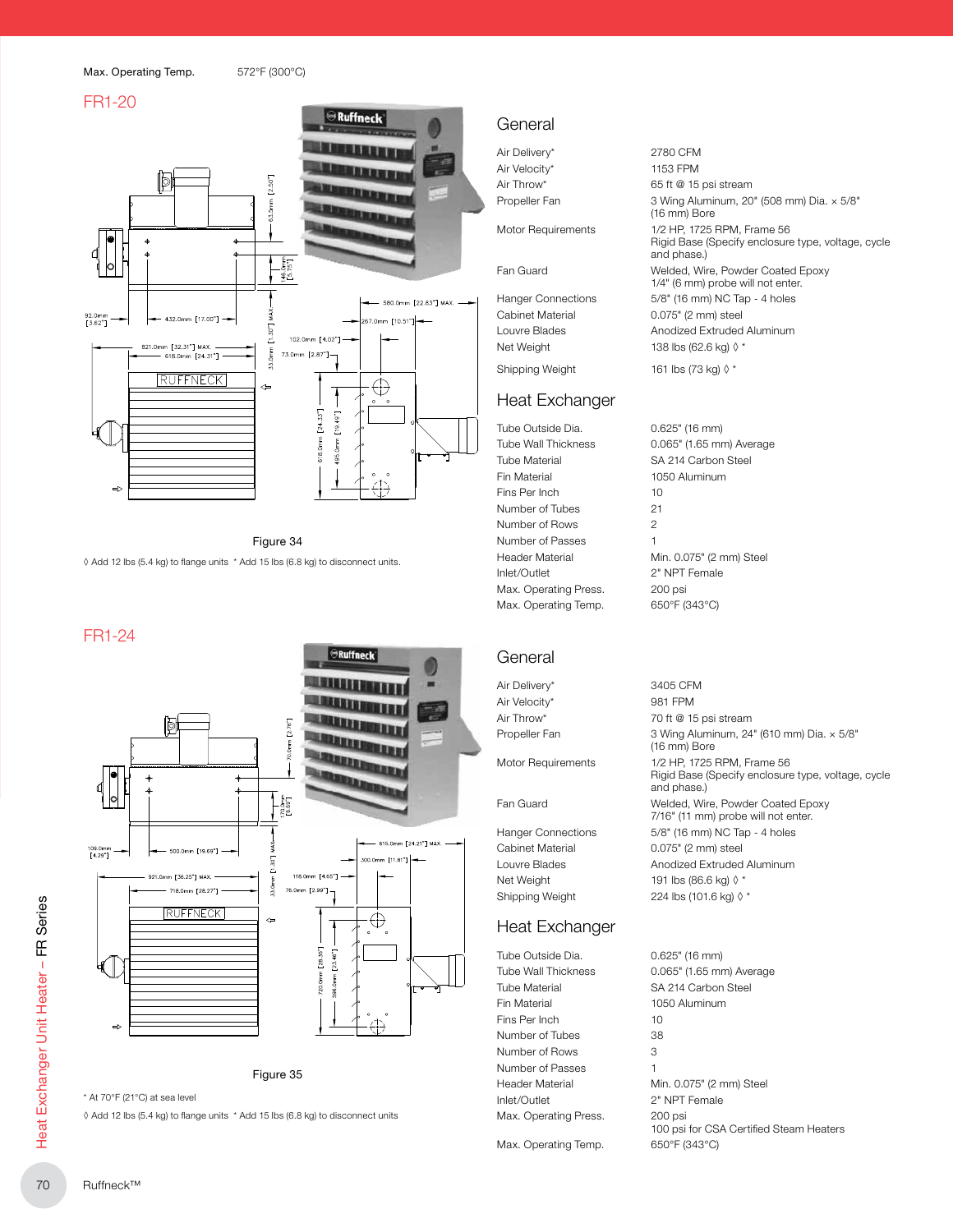| | |
|---|---|
| Max. Operating Temp. | 572°F (300°C) |

## FR1-20

Figure 34

◊ Add 12 lbs (5.4 kg) to flange units  * Add 15 lbs (6.8 kg) to disconnect units.

### General

| | |
|---|---|
| Air Delivery* | 2780 CFM |
| Air Velocity* | 1153 FPM |
| Air Throw* | 65 ft @ 15 psi stream |
| Propeller Fan | 3 Wing Aluminum, 20" (508 mm) Dia. × 5/8" (16 mm) Bore |
| Motor Requirements | 1/2 HP, 1725 RPM, Frame 56 Rigid Base (Specify enclosure type, voltage, cycle and phase.) |
| Fan Guard | Welded, Wire, Powder Coated Epoxy 1/4" (6 mm) probe will not enter. |
| Hanger Connections | 5/8" (16 mm) NC Tap - 4 holes |
| Cabinet Material | 0.075" (2 mm) steel |
| Louvre Blades | Anodized Extruded Aluminum |
| Net Weight | 138 lbs (62.6 kg) ◊ * |
| Shipping Weight | 161 lbs (73 kg) ◊ * |

### Heat Exchanger

| | |
|---|---|
| Tube Outside Dia. | 0.625" (16 mm) |
| Tube Wall Thickness | 0.065" (1.65 mm) Average |
| Tube Material | SA 214 Carbon Steel |
| Fin Material | 1050 Aluminum |
| Fins Per Inch | 10 |
| Number of Tubes | 21 |
| Number of Rows | 2 |
| Number of Passes | 1 |
| Header Material | Min. 0.075" (2 mm) Steel |
| Inlet/Outlet | 2" NPT Female |
| Max. Operating Press. | 200 psi |
| Max. Operating Temp. | 650°F (343°C) |

## FR1-24

Figure 35

* At 70°F (21°C) at sea level

◊ Add 12 lbs (5.4 kg) to flange units  * Add 15 lbs (6.8 kg) to disconnect units

### General

| | |
|---|---|
| Air Delivery* | 3405 CFM |
| Air Velocity* | 981 FPM |
| Air Throw* | 70 ft @ 15 psi stream |
| Propeller Fan | 3 Wing Aluminum, 24" (610 mm) Dia. × 5/8" (16 mm) Bore |
| Motor Requirements | 1/2 HP, 1725 RPM, Frame 56 Rigid Base (Specify enclosure type, voltage, cycle and phase.) |
| Fan Guard | Welded, Wire, Powder Coated Epoxy 7/16" (11 mm) probe will not enter. |
| Hanger Connections | 5/8" (16 mm) NC Tap - 4 holes |
| Cabinet Material | 0.075" (2 mm) steel |
| Louvre Blades | Anodized Extruded Aluminum |
| Net Weight | 191 lbs (86.6 kg) ◊ * |
| Shipping Weight | 224 lbs (101.6 kg) ◊ * |

### Heat Exchanger

| | |
|---|---|
| Tube Outside Dia. | 0.625" (16 mm) |
| Tube Wall Thickness | 0.065" (1.65 mm) Average |
| Tube Material | SA 214 Carbon Steel |
| Fin Material | 1050 Aluminum |
| Fins Per Inch | 10 |
| Number of Tubes | 38 |
| Number of Rows | 3 |
| Number of Passes | 1 |
| Header Material | Min. 0.075" (2 mm) Steel |
| Inlet/Outlet | 2" NPT Female |
| Max. Operating Press. | 200 psi 100 psi for CSA Certified Steam Heaters |
| Max. Operating Temp. | 650°F (343°C) |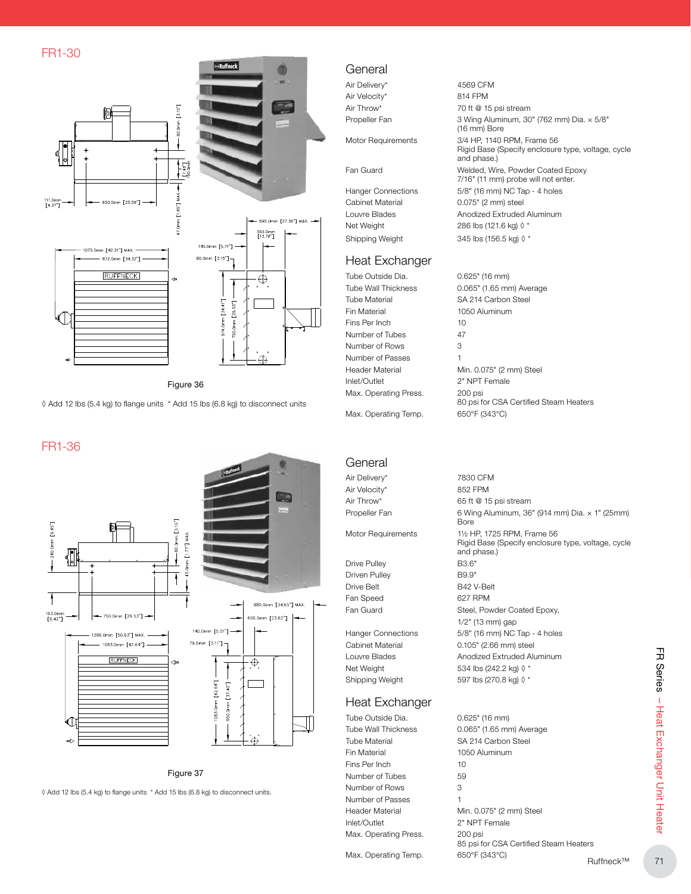## FR1-30

1075.0mm [42.31"] MAX.
872.0mm [34.32"]
650.0mm [25.59"]
111.0mm [4.37"]
80.0mm [3.15"]
47.0mm [1.85"] MAX.
695.0mm [27.36"] MAX.
350.0mm [13.78"]
145.0mm [5.71"]
80.0mm [3.15"]
874.0mm [34.41"]
750.0mm [29.53"]
RUFFNECK

Figure 36

◊ Add 12 lbs (5.4 kg) to flange units * Add 15 lbs (6.8 kg) to disconnect units

### General

| | |
|---|---|
| Air Delivery* | 4569 CFM |
| Air Velocity* | 814 FPM |
| Air Throw* | 70 ft @ 15 psi stream |
| Propeller Fan | 3 Wing Aluminum, 30" (762 mm) Dia. × 5/8" (16 mm) Bore |
| Motor Requirements | 3/4 HP, 1140 RPM, Frame 56 Rigid Base (Specify enclosure type, voltage, cycle and phase.) |
| Fan Guard | Welded, Wire, Powder Coated Epoxy 7/16" (11 mm) probe will not enter. |
| Hanger Connections | 5/8" (16 mm) NC Tap - 4 holes |
| Cabinet Material | 0.075" (2 mm) steel |
| Louvre Blades | Anodized Extruded Aluminum |
| Net Weight | 286 lbs (121.6 kg) ◊ * |
| Shipping Weight | 345 lbs (156.5 kg) ◊ * |

### Heat Exchanger

| | |
|---|---|
| Tube Outside Dia. | 0.625" (16 mm) |
| Tube Wall Thickness | 0.065" (1.65 mm) Average |
| Tube Material | SA 214 Carbon Steel |
| Fin Material | 1050 Aluminum |
| Fins Per Inch | 10 |
| Number of Tubes | 47 |
| Number of Rows | 3 |
| Number of Passes | 1 |
| Header Material | Min. 0.075" (2 mm) Steel |
| Inlet/Outlet | 2" NPT Female |
| Max. Operating Press. | 200 psi 80 psi for CSA Certified Steam Heaters |
| Max. Operating Temp. | 650°F (343°C) |

## FR1-36

240.0mm [9.45"]
80.0mm [3.15"]
45.0mm [1.77"] MAX.
163.0mm [6.42"]
750.0mm [29.53"]
1286.0mm [50.63"] MAX.
1083.0mm [42.64"]
880.0mm [34.65"] MAX.
600.0mm [23.62"]
140.0mm [5.51"]
79.0mm [3.11"]
1083.0mm [42.64"]
950.0mm [37.40"]
RUFFNECK

Figure 37

◊ Add 12 lbs (5.4 kg) to flange units * Add 15 lbs (6.8 kg) to disconnect units.

### General

| | |
|---|---|
| Air Delivery* | 7830 CFM |
| Air Velocity* | 852 FPM |
| Air Throw* | 65 ft @ 15 psi stream |
| Propeller Fan | 6 Wing Aluminum, 36" (914 mm) Dia. × 1" (25mm) Bore |
| Motor Requirements | 1½ HP, 1725 RPM, Frame 56 Rigid Base (Specify enclosure type, voltage, cycle and phase.) |
| Drive Pulley | B3.6" |
| Driven Pulley | B9.9" |
| Drive Belt | B42 V-Belt |
| Fan Speed | 627 RPM |
| Fan Guard | Steel, Powder Coated Epoxy, 1/2" (13 mm) gap |
| Hanger Connections | 5/8" (16 mm) NC Tap - 4 holes |
| Cabinet Material | 0.105" (2.66 mm) steel |
| Louvre Blades | Anodized Extruded Aluminum |
| Net Weight | 534 lbs (242.2 kg) ◊ * |
| Shipping Weight | 597 lbs (270.8 kg) ◊ * |

### Heat Exchanger

| | |
|---|---|
| Tube Outside Dia. | 0.625" (16 mm) |
| Tube Wall Thickness | 0.065" (1.65 mm) Average |
| Tube Material | SA 214 Carbon Steel |
| Fin Material | 1050 Aluminum |
| Fins Per Inch | 10 |
| Number of Tubes | 59 |
| Number of Rows | 3 |
| Number of Passes | 1 |
| Header Material | Min. 0.075" (2 mm) Steel |
| Inlet/Outlet | 2" NPT Female |
| Max. Operating Press. | 200 psi 85 psi for CSA Certified Steam Heaters |
| Max. Operating Temp. | 650°F (343°C) |